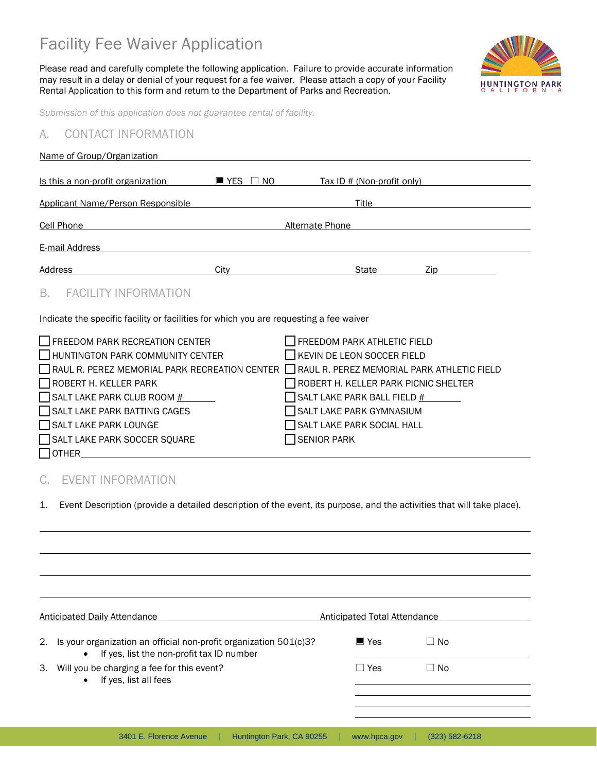# Facility Fee Waiver Application

Please read and carefully complete the following application. Failure to provide accurate information may result in a delay or denial of your request for a fee waiver. Please attach a copy of your Facility Rental Application to this form and return to the Department of Parks and Recreation.

*Submission of this application does not guarantee rental of facility.*

## A. CONTACT INFORMATION

Name of Group/Organization ____________________

Is this a non-profit organization ■ YES ☐ NO Tax ID # (Non-profit only) ____________________

Applicant Name/Person Responsible ____________________ Title ____________________

Cell Phone ____________________ Alternate Phone ____________________

E-mail Address ____________________

Address ____________________ City ____________________ State ________ Zip ________

## B. FACILITY INFORMATION

Indicate the specific facility or facilities for which you are requesting a fee waiver

- ☐ FREEDOM PARK RECREATION CENTER
- ☐ FREEDOM PARK ATHLETIC FIELD
- ☐ HUNTINGTON PARK COMMUNITY CENTER
- ☐ KEVIN DE LEON SOCCER FIELD
- ☐ RAUL R. PEREZ MEMORIAL PARK RECREATION CENTER
- ☐ RAUL R. PEREZ MEMORIAL PARK ATHLETIC FIELD
- ☐ ROBERT H. KELLER PARK
- ☐ ROBERT H. KELLER PARK PICNIC SHELTER
- ☐ SALT LAKE PARK CLUB ROOM # ________
- ☐ SALT LAKE PARK BALL FIELD # ________
- ☐ SALT LAKE PARK BATTING CAGES
- ☐ SALT LAKE PARK GYMNASIUM
- ☐ SALT LAKE PARK LOUNGE
- ☐ SALT LAKE PARK SOCIAL HALL
- ☐ SALT LAKE PARK SOCCER SQUARE
- ☐ SENIOR PARK
- ☐ OTHER ____________________

## C. EVENT INFORMATION

1. Event Description (provide a detailed description of the event, its purpose, and the activities that will take place).

____________________

____________________

____________________

____________________

Anticipated Daily Attendance ____________________ Anticipated Total Attendance ____________________

2. Is your organization an official non-profit organization 501(c)3? ■ Yes ☐ No
   - If yes, list the non-profit tax ID number ____________________
3. Will you be charging a fee for this event? ☐ Yes ☐ No
   - If yes, list all fees ____________________

____________________

____________________

____________________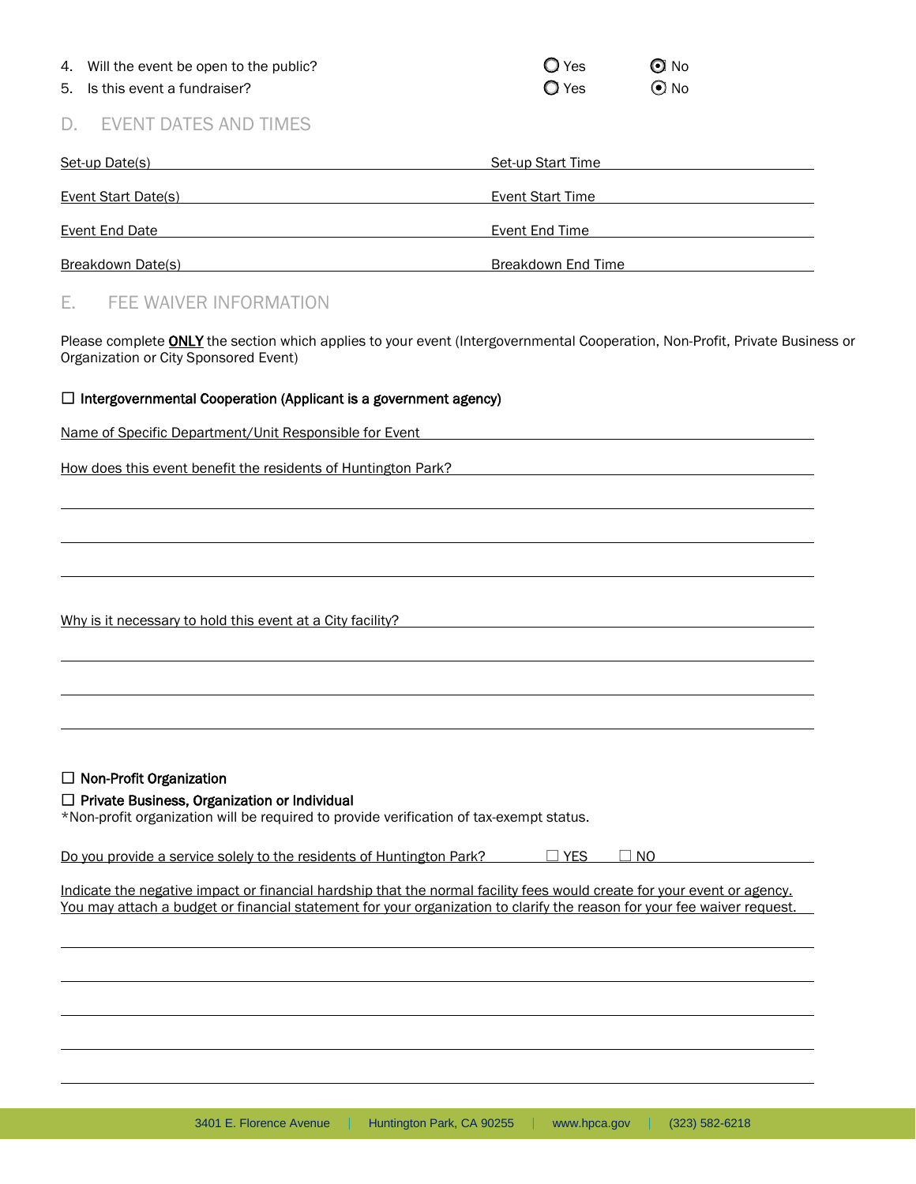4. Will the event be open to the public? ○ Yes ◉ No
5. Is this event a fundraiser? ○ Yes ◉ No

## D. EVENT DATES AND TIMES

Set-up Date(s) ____________________ Set-up Start Time ____________________

Event Start Date(s) ____________________ Event Start Time ____________________

Event End Date ____________________ Event End Time ____________________

Breakdown Date(s) ____________________ Breakdown End Time ____________________

## E. FEE WAIVER INFORMATION

Please complete **ONLY** the section which applies to your event (Intergovernmental Cooperation, Non-Profit, Private Business or Organization or City Sponsored Event)

☐ **Intergovernmental Cooperation (Applicant is a government agency)**

Name of Specific Department/Unit Responsible for Event ____________________

How does this event benefit the residents of Huntington Park? ____________________

____________________

____________________

____________________

Why is it necessary to hold this event at a City facility? ____________________

____________________

____________________

____________________

☐ **Non-Profit Organization**

☐ **Private Business, Organization or Individual**

*Non-profit organization will be required to provide verification of tax-exempt status.

Do you provide a service solely to the residents of Huntington Park? ☐ YES ☐ NO

Indicate the negative impact or financial hardship that the normal facility fees would create for your event or agency. You may attach a budget or financial statement for your organization to clarify the reason for your fee waiver request.

____________________

____________________

____________________

____________________

____________________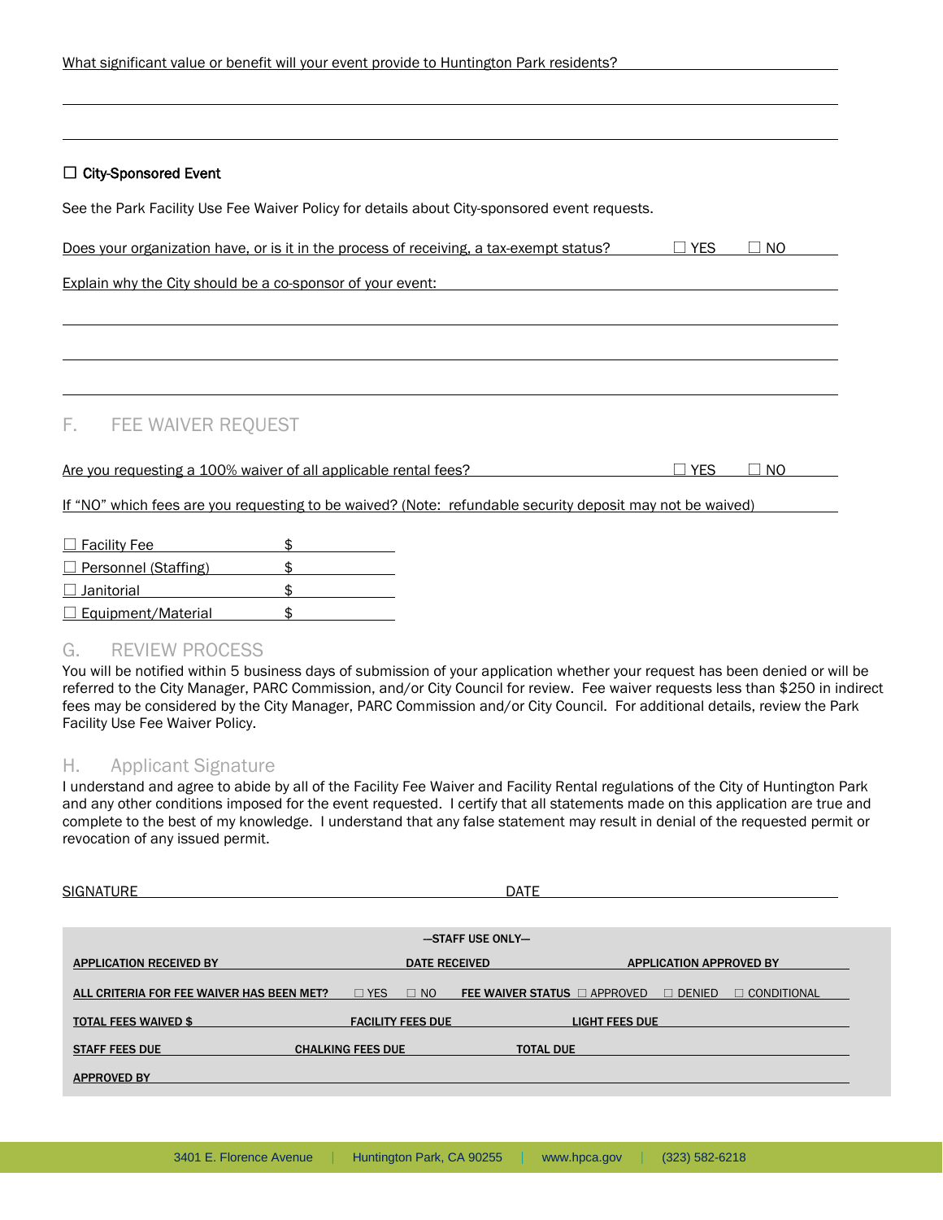What significant value or benefit will your event provide to Huntington Park residents? ____________________

____________________

____________________

☐ **City-Sponsored Event**

See the Park Facility Use Fee Waiver Policy for details about City-sponsored event requests.

Does your organization have, or is it in the process of receiving, a tax-exempt status? ☐ YES ☐ NO

Explain why the City should be a co-sponsor of your event: ____________________

____________________

____________________

____________________

## F. FEE WAIVER REQUEST

Are you requesting a 100% waiver of all applicable rental fees? ☐ YES ☐ NO

If "NO" which fees are you requesting to be waived? (Note: refundable security deposit may not be waived)

☐ Facility Fee $ __________
☐ Personnel (Staffing) $ __________
☐ Janitorial $ __________
☐ Equipment/Material $ __________

## G. REVIEW PROCESS

You will be notified within 5 business days of submission of your application whether your request has been denied or will be referred to the City Manager, PARC Commission, and/or City Council for review. Fee waiver requests less than $250 in indirect fees may be considered by the City Manager, PARC Commission and/or City Council. For additional details, review the Park Facility Use Fee Waiver Policy.

## H. Applicant Signature

I understand and agree to abide by all of the Facility Fee Waiver and Facility Rental regulations of the City of Huntington Park and any other conditions imposed for the event requested. I certify that all statements made on this application are true and complete to the best of my knowledge. I understand that any false statement may result in denial of the requested permit or revocation of any issued permit.

SIGNATURE ____________________ DATE ____________________

**—STAFF USE ONLY—**

**APPLICATION RECEIVED BY** __________ **DATE RECEIVED** __________ **APPLICATION APPROVED BY** __________

**ALL CRITERIA FOR FEE WAIVER HAS BEEN MET?** ☐ YES ☐ NO **FEE WAIVER STATUS** ☐ APPROVED ☐ DENIED ☐ CONDITIONAL

**TOTAL FEES WAIVED $** __________ **FACILITY FEES DUE** __________ **LIGHT FEES DUE** __________

**STAFF FEES DUE** __________ **CHALKING FEES DUE** __________ **TOTAL DUE** __________

**APPROVED BY** ____________________

3401 E. Florence Avenue | Huntington Park, CA 90255 | www.hpca.gov | (323) 582-6218